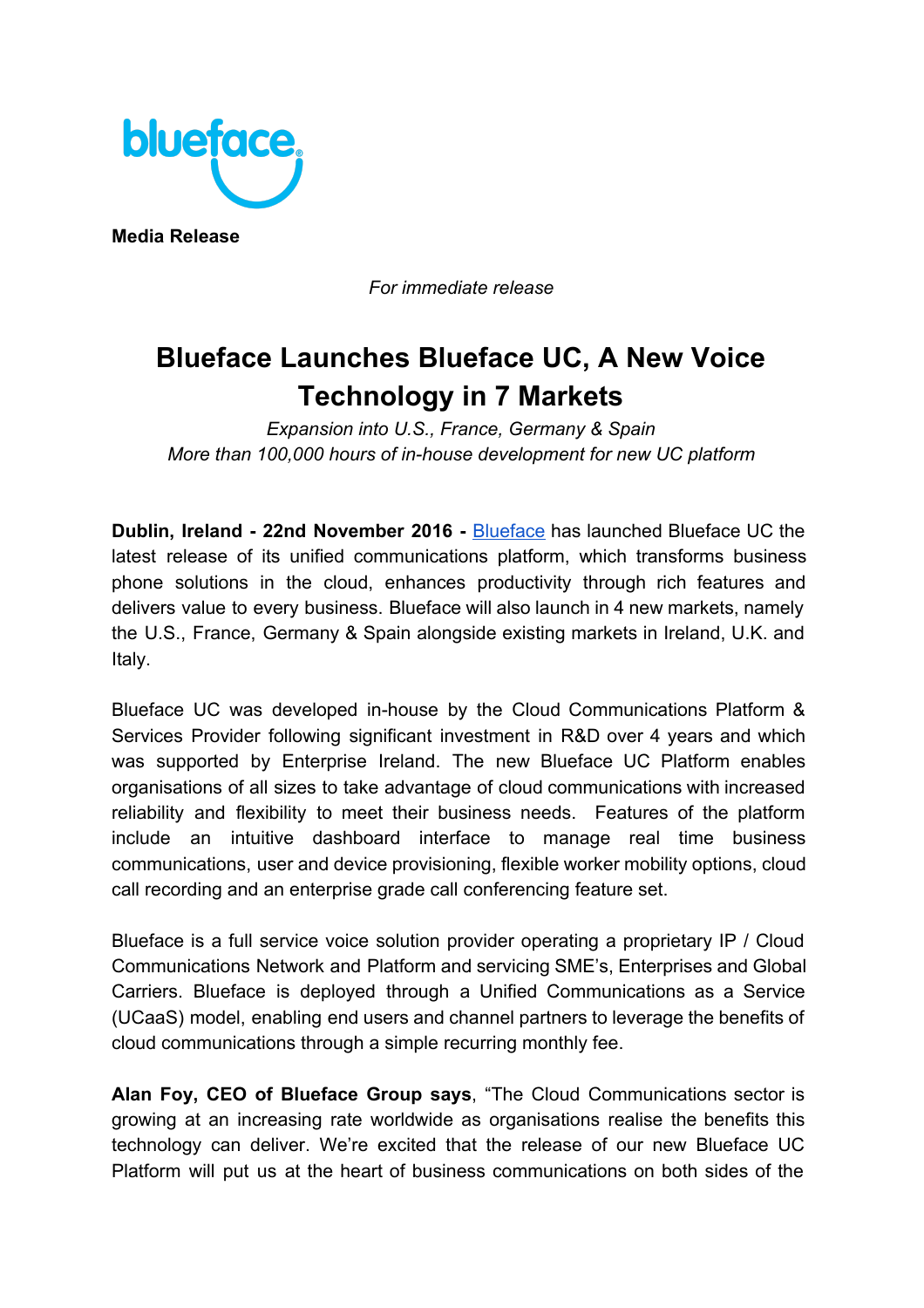**Media Release**

*For immediate release*

# Blueface Launches Blueface UC, A New Voice Technology in 7 Markets

*Expansion into U.S., France, Germany & Spain*
*More than 100,000 hours of in-house development for new UC platform*

**Dublin, Ireland - 22nd November 2016 -** Blueface has launched Blueface UC the latest release of its unified communications platform, which transforms business phone solutions in the cloud, enhances productivity through rich features and delivers value to every business. Blueface will also launch in 4 new markets, namely the U.S., France, Germany & Spain alongside existing markets in Ireland, U.K. and Italy.

Blueface UC was developed in-house by the Cloud Communications Platform & Services Provider following significant investment in R&D over 4 years and which was supported by Enterprise Ireland. The new Blueface UC Platform enables organisations of all sizes to take advantage of cloud communications with increased reliability and flexibility to meet their business needs. Features of the platform include an intuitive dashboard interface to manage real time business communications, user and device provisioning, flexible worker mobility options, cloud call recording and an enterprise grade call conferencing feature set.

Blueface is a full service voice solution provider operating a proprietary IP / Cloud Communications Network and Platform and servicing SME's, Enterprises and Global Carriers. Blueface is deployed through a Unified Communications as a Service (UCaaS) model, enabling end users and channel partners to leverage the benefits of cloud communications through a simple recurring monthly fee.

**Alan Foy, CEO of Blueface Group says**, "The Cloud Communications sector is growing at an increasing rate worldwide as organisations realise the benefits this technology can deliver. We're excited that the release of our new Blueface UC Platform will put us at the heart of business communications on both sides of the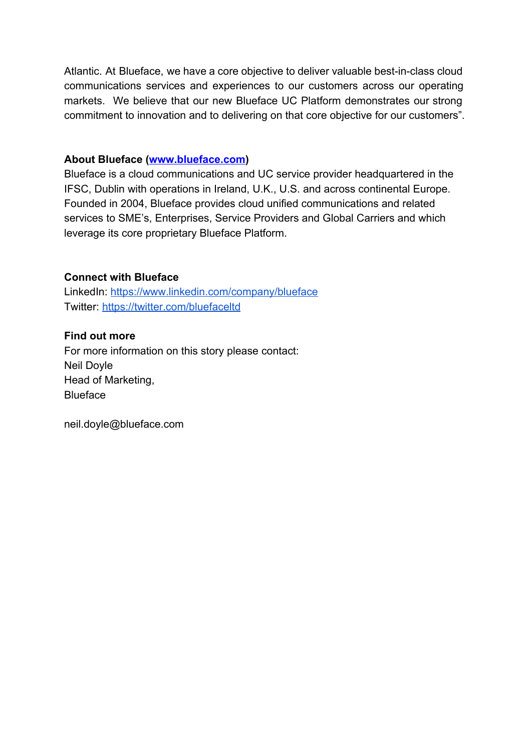Atlantic. At Blueface, we have a core objective to deliver valuable best-in-class cloud communications services and experiences to our customers across our operating markets. We believe that our new Blueface UC Platform demonstrates our strong commitment to innovation and to delivering on that core objective for our customers".

**About Blueface ([www.blueface.com](www.blueface.com))**

Blueface is a cloud communications and UC service provider headquartered in the IFSC, Dublin with operations in Ireland, U.K., U.S. and across continental Europe. Founded in 2004, Blueface provides cloud unified communications and related services to SME's, Enterprises, Service Providers and Global Carriers and which leverage its core proprietary Blueface Platform.

**Connect with Blueface**

LinkedIn: [https://www.linkedin.com/company/blueface](https://www.linkedin.com/company/blueface)
Twitter: [https://twitter.com/bluefaceltd](https://twitter.com/bluefaceltd)

**Find out more**

For more information on this story please contact:
Neil Doyle
Head of Marketing,
Blueface

neil.doyle@blueface.com